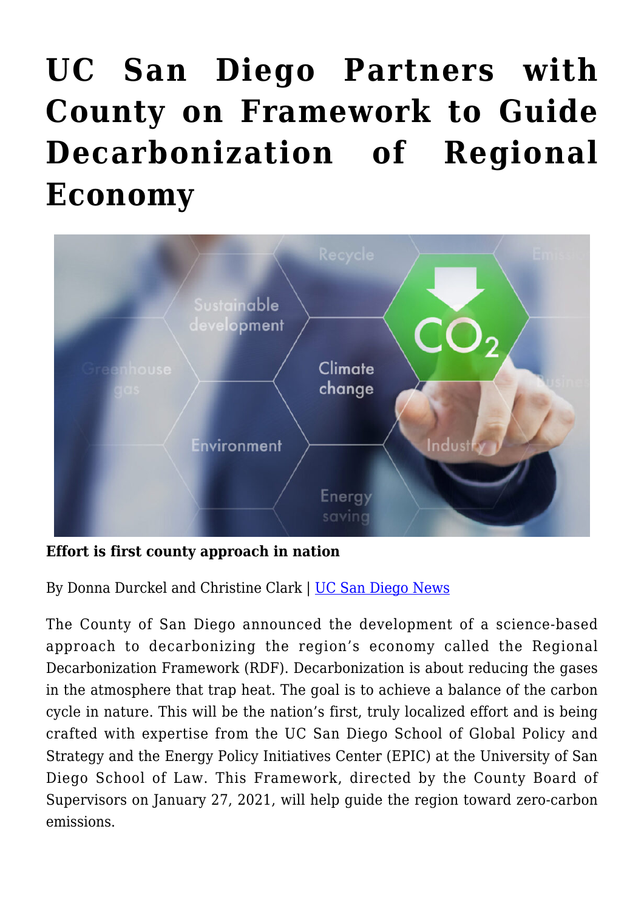# UC San Diego Partners with County on Framework to Guide Decarbonization of Regional Economy

**Effort is first county approach in nation**

By Donna Durckel and Christine Clark | UC San Diego News

The County of San Diego announced the development of a science-based approach to decarbonizing the region's economy called the Regional Decarbonization Framework (RDF). Decarbonization is about reducing the gases in the atmosphere that trap heat. The goal is to achieve a balance of the carbon cycle in nature. This will be the nation's first, truly localized effort and is being crafted with expertise from the UC San Diego School of Global Policy and Strategy and the Energy Policy Initiatives Center (EPIC) at the University of San Diego School of Law. This Framework, directed by the County Board of Supervisors on January 27, 2021, will help guide the region toward zero-carbon emissions.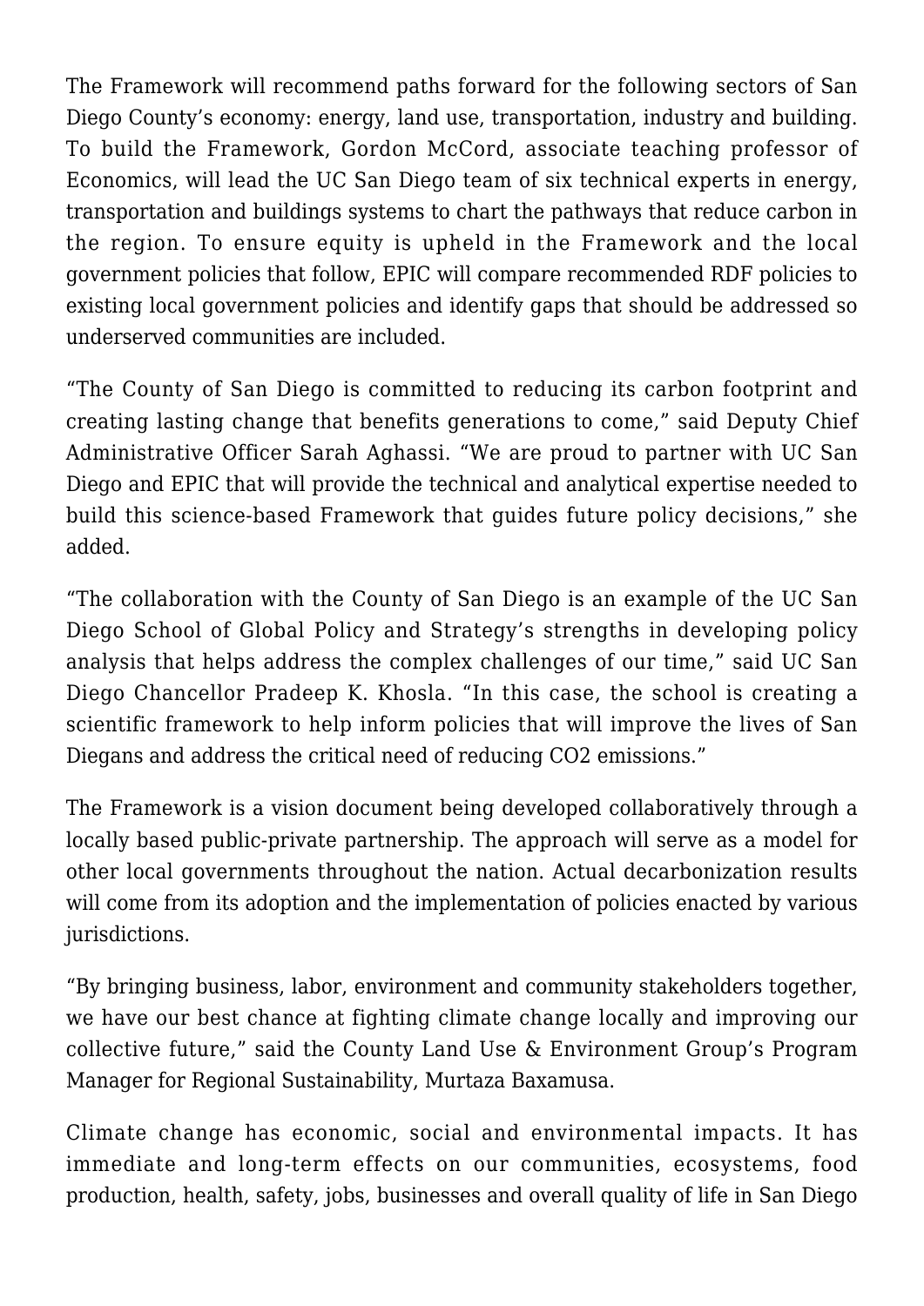The Framework will recommend paths forward for the following sectors of San Diego County's economy: energy, land use, transportation, industry and building. To build the Framework, Gordon McCord, associate teaching professor of Economics, will lead the UC San Diego team of six technical experts in energy, transportation and buildings systems to chart the pathways that reduce carbon in the region. To ensure equity is upheld in the Framework and the local government policies that follow, EPIC will compare recommended RDF policies to existing local government policies and identify gaps that should be addressed so underserved communities are included.

"The County of San Diego is committed to reducing its carbon footprint and creating lasting change that benefits generations to come," said Deputy Chief Administrative Officer Sarah Aghassi. "We are proud to partner with UC San Diego and EPIC that will provide the technical and analytical expertise needed to build this science-based Framework that guides future policy decisions," she added.

"The collaboration with the County of San Diego is an example of the UC San Diego School of Global Policy and Strategy's strengths in developing policy analysis that helps address the complex challenges of our time," said UC San Diego Chancellor Pradeep K. Khosla. "In this case, the school is creating a scientific framework to help inform policies that will improve the lives of San Diegans and address the critical need of reducing $CO_2$ emissions."

The Framework is a vision document being developed collaboratively through a locally based public-private partnership. The approach will serve as a model for other local governments throughout the nation. Actual decarbonization results will come from its adoption and the implementation of policies enacted by various jurisdictions.

"By bringing business, labor, environment and community stakeholders together, we have our best chance at fighting climate change locally and improving our collective future," said the County Land Use & Environment Group's Program Manager for Regional Sustainability, Murtaza Baxamusa.

Climate change has economic, social and environmental impacts. It has immediate and long-term effects on our communities, ecosystems, food production, health, safety, jobs, businesses and overall quality of life in San Diego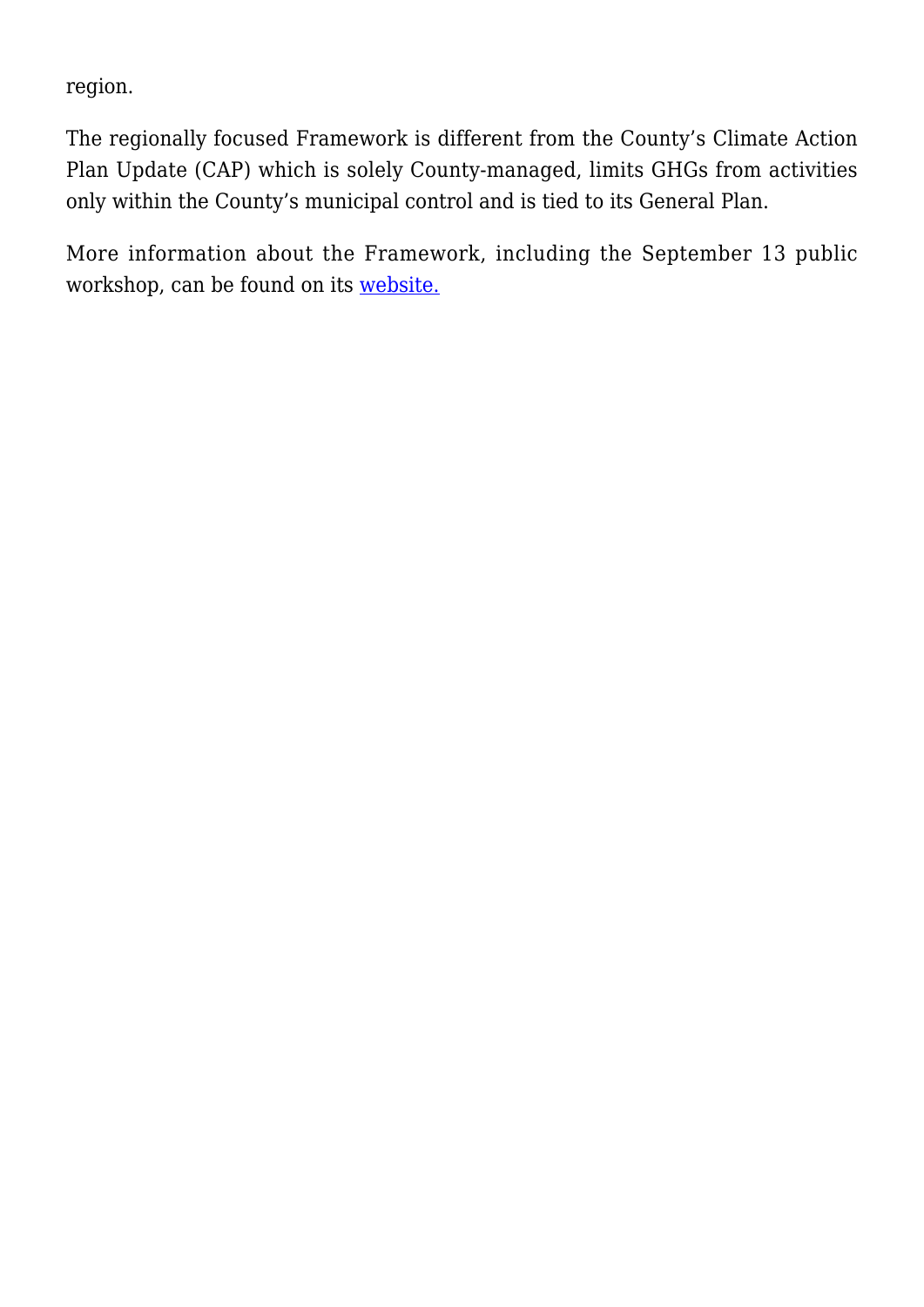region.

The regionally focused Framework is different from the County's Climate Action Plan Update (CAP) which is solely County-managed, limits GHGs from activities only within the County's municipal control and is tied to its General Plan.

More information about the Framework, including the September 13 public workshop, can be found on its [website.]